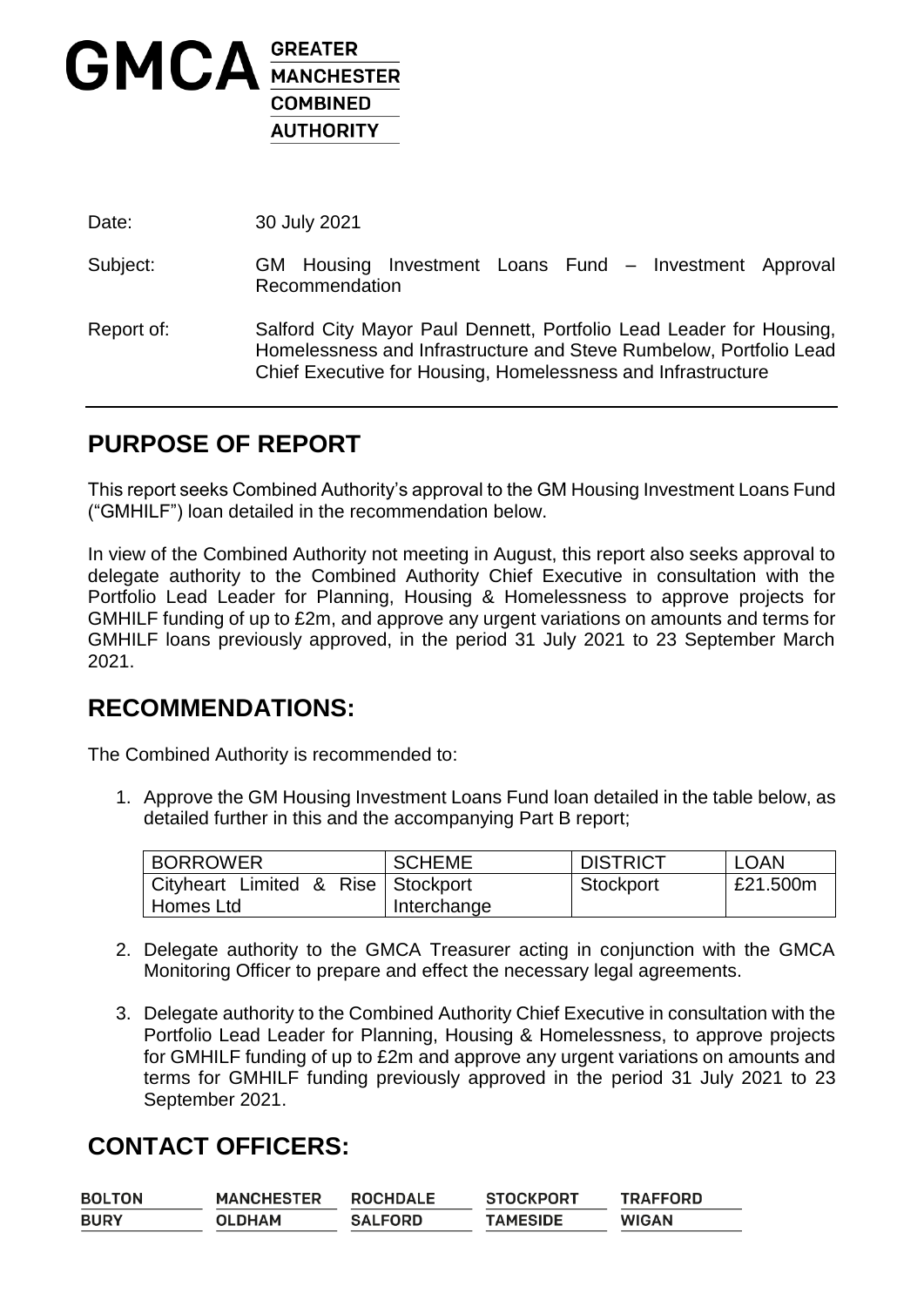GMCA GREATER MANCHESTER COMBINED AUTHORITY

Date: 30 July 2021

Subject: GM Housing Investment Loans Fund – Investment Approval Recommendation

Report of: Salford City Mayor Paul Dennett, Portfolio Lead Leader for Housing, Homelessness and Infrastructure and Steve Rumbelow, Portfolio Lead Chief Executive for Housing, Homelessness and Infrastructure

## PURPOSE OF REPORT

This report seeks Combined Authority's approval to the GM Housing Investment Loans Fund ("GMHILF") loan detailed in the recommendation below.

In view of the Combined Authority not meeting in August, this report also seeks approval to delegate authority to the Combined Authority Chief Executive in consultation with the Portfolio Lead Leader for Planning, Housing & Homelessness to approve projects for GMHILF funding of up to £2m, and approve any urgent variations on amounts and terms for GMHILF loans previously approved, in the period 31 July 2021 to 23 September March 2021.

## RECOMMENDATIONS:

The Combined Authority is recommended to:

1. Approve the GM Housing Investment Loans Fund loan detailed in the table below, as detailed further in this and the accompanying Part B report;

| BORROWER | SCHEME | DISTRICT | LOAN |
|---|---|---|---|
| Cityheart Limited & Rise Homes Ltd | Stockport Interchange | Stockport | £21.500m |

2. Delegate authority to the GMCA Treasurer acting in conjunction with the GMCA Monitoring Officer to prepare and effect the necessary legal agreements.

3. Delegate authority to the Combined Authority Chief Executive in consultation with the Portfolio Lead Leader for Planning, Housing & Homelessness, to approve projects for GMHILF funding of up to £2m and approve any urgent variations on amounts and terms for GMHILF funding previously approved in the period 31 July 2021 to 23 September 2021.

## CONTACT OFFICERS:

| BOLTON | MANCHESTER | ROCHDALE | STOCKPORT | TRAFFORD |
|---|---|---|---|---|
| BURY | OLDHAM | SALFORD | TAMESIDE | WIGAN |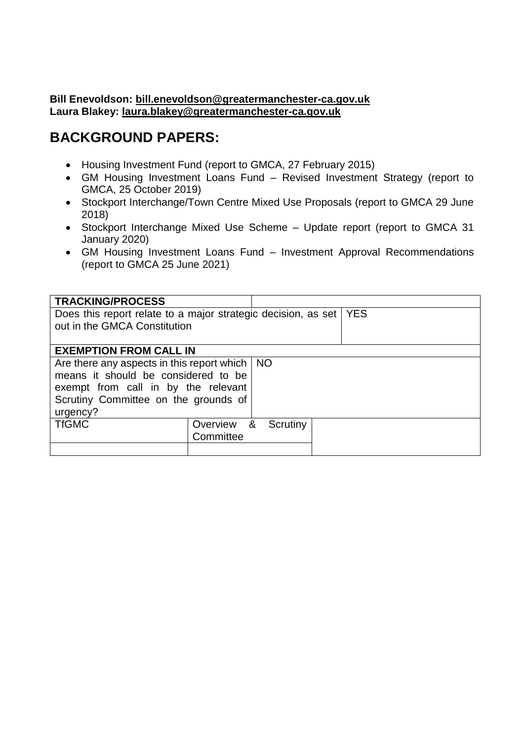**Bill Enevoldson: bill.enevoldson@greatermanchester-ca.gov.uk**
**Laura Blakey: laura.blakey@greatermanchester-ca.gov.uk**

## BACKGROUND PAPERS:

- Housing Investment Fund (report to GMCA, 27 February 2015)
- GM Housing Investment Loans Fund – Revised Investment Strategy (report to GMCA, 25 October 2019)
- Stockport Interchange/Town Centre Mixed Use Proposals (report to GMCA 29 June 2018)
- Stockport Interchange Mixed Use Scheme – Update report (report to GMCA 31 January 2020)
- GM Housing Investment Loans Fund – Investment Approval Recommendations (report to GMCA 25 June 2021)

| **TRACKING/PROCESS** | |
|---|---|
| Does this report relate to a major strategic decision, as set out in the GMCA Constitution | YES |
| **EXEMPTION FROM CALL IN** | |
| Are there any aspects in this report which means it should be considered to be exempt from call in by the relevant Scrutiny Committee on the grounds of urgency? | NO |

| TfGMC | Overview & Scrutiny Committee | |
|---|---|---|
| | | |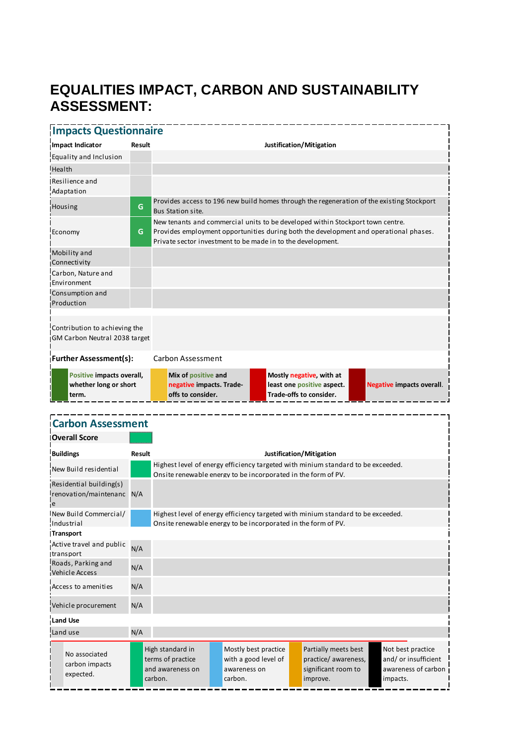# EQUALITIES IMPACT, CARBON AND SUSTAINABILITY ASSESSMENT:

## Impacts Questionnaire

| Impact Indicator | Result | Justification/Mitigation |
| --- | --- | --- |
| Equality and Inclusion | | |
| Health | | |
| Resilience and Adaptation | | |
| Housing | G | Provides access to 196 new build homes through the regeneration of the existing Stockport Bus Station site. |
| Economy | G | New tenants and commercial units to be developed within Stockport town centre. Provides employment opportunities during both the development and operational phases. Private sector investment to be made in to the development. |
| Mobility and Connectivity | | |
| Carbon, Nature and Environment | | |
| Consumption and Production | | |
| Contribution to achieving the GM Carbon Neutral 2038 target | | |
| **Further Assessment(s):** | | Carbon Assessment |

| Key | Description |
| --- | --- |
| Green | Positive impacts overall, whether long or short term. |
| Amber | Mix of positive and negative impacts. Trade-offs to consider. |
| Red | Mostly negative, with at least one positive aspect. Trade-offs to consider. |
| Dark red | Negative impacts overall. |

## Carbon Assessment

**Overall Score**

| Buildings | Result | Justification/Mitigation |
| --- | --- | --- |
| New Build residential | | Highest level of energy efficiency targeted with minium standard to be exceeded. Onsite renewable energy to be incorporated in the form of PV. |
| Residential building(s) renovation/maintenance | N/A | |
| New Build Commercial/ Industrial | | Highest level of energy efficiency targeted with minium standard to be exceeded. Onsite renewable energy to be incorporated in the form of PV. |
| **Transport** | | |
| Active travel and public transport | N/A | |
| Roads, Parking and Vehicle Access | N/A | |
| Access to amenities | N/A | |
| Vehicle procurement | N/A | |
| **Land Use** | | |
| Land use | N/A | |

| Key | Description |
| --- | --- |
| Grey | No associated carbon impacts expected. |
| Green | High standard in terms of practice and awareness on carbon. |
| Blue | Mostly best practice with a good level of awareness on carbon. |
| Amber | Partially meets best practice/ awareness, significant room to improve. |
| Black | Not best practice and/ or insufficient awareness of carbon impacts. |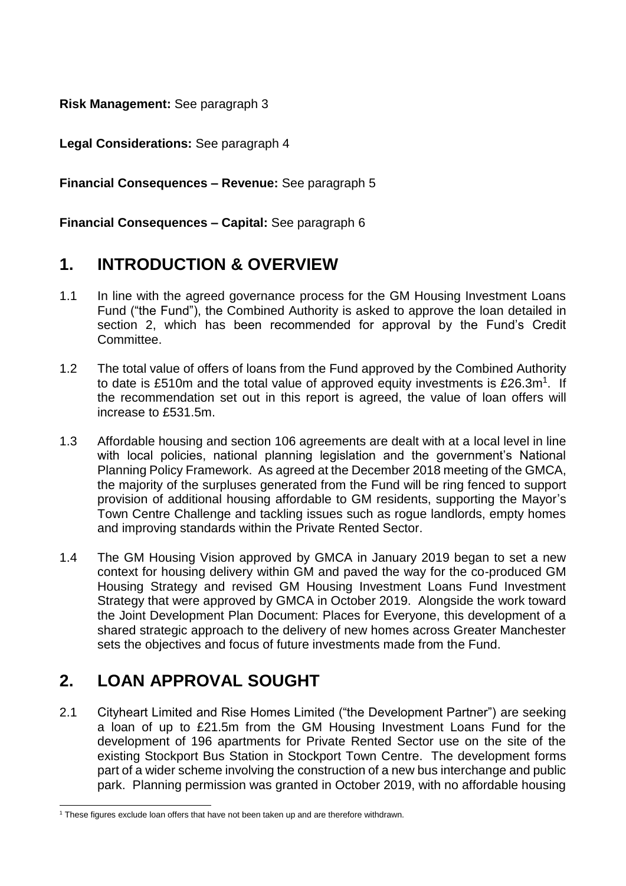**Risk Management:** See paragraph 3

**Legal Considerations:** See paragraph 4

**Financial Consequences – Revenue:** See paragraph 5

**Financial Consequences – Capital:** See paragraph 6

## 1. INTRODUCTION & OVERVIEW

1.1 In line with the agreed governance process for the GM Housing Investment Loans Fund ("the Fund"), the Combined Authority is asked to approve the loan detailed in section 2, which has been recommended for approval by the Fund's Credit Committee.

1.2 The total value of offers of loans from the Fund approved by the Combined Authority to date is £510m and the total value of approved equity investments is £26.3m[1]. If the recommendation set out in this report is agreed, the value of loan offers will increase to £531.5m.

1.3 Affordable housing and section 106 agreements are dealt with at a local level in line with local policies, national planning legislation and the government's National Planning Policy Framework. As agreed at the December 2018 meeting of the GMCA, the majority of the surpluses generated from the Fund will be ring fenced to support provision of additional housing affordable to GM residents, supporting the Mayor's Town Centre Challenge and tackling issues such as rogue landlords, empty homes and improving standards within the Private Rented Sector.

1.4 The GM Housing Vision approved by GMCA in January 2019 began to set a new context for housing delivery within GM and paved the way for the co-produced GM Housing Strategy and revised GM Housing Investment Loans Fund Investment Strategy that were approved by GMCA in October 2019. Alongside the work toward the Joint Development Plan Document: Places for Everyone, this development of a shared strategic approach to the delivery of new homes across Greater Manchester sets the objectives and focus of future investments made from the Fund.

## 2. LOAN APPROVAL SOUGHT

2.1 Cityheart Limited and Rise Homes Limited ("the Development Partner") are seeking a loan of up to £21.5m from the GM Housing Investment Loans Fund for the development of 196 apartments for Private Rented Sector use on the site of the existing Stockport Bus Station in Stockport Town Centre. The development forms part of a wider scheme involving the construction of a new bus interchange and public park. Planning permission was granted in October 2019, with no affordable housing

[1] These figures exclude loan offers that have not been taken up and are therefore withdrawn.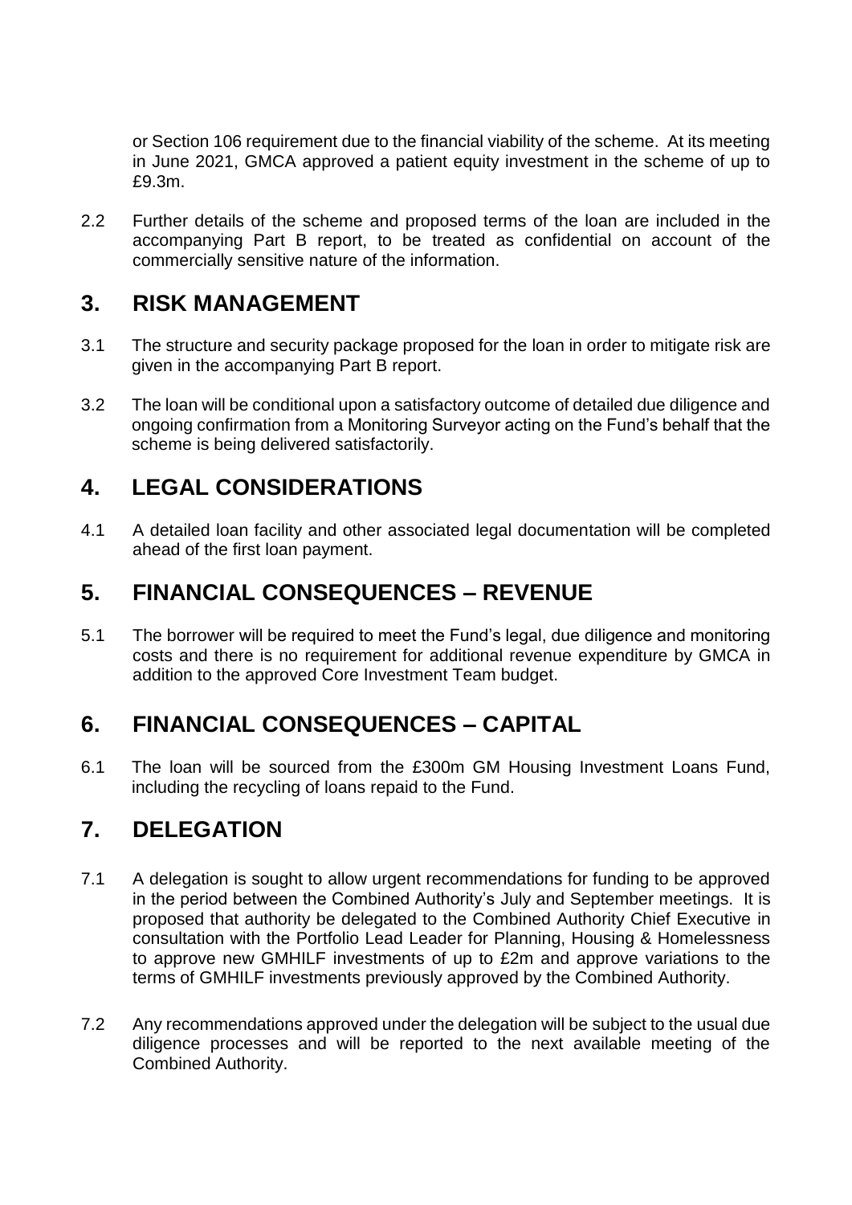or Section 106 requirement due to the financial viability of the scheme. At its meeting in June 2021, GMCA approved a patient equity investment in the scheme of up to £9.3m.

2.2 Further details of the scheme and proposed terms of the loan are included in the accompanying Part B report, to be treated as confidential on account of the commercially sensitive nature of the information.

## 3. RISK MANAGEMENT

3.1 The structure and security package proposed for the loan in order to mitigate risk are given in the accompanying Part B report.

3.2 The loan will be conditional upon a satisfactory outcome of detailed due diligence and ongoing confirmation from a Monitoring Surveyor acting on the Fund's behalf that the scheme is being delivered satisfactorily.

## 4. LEGAL CONSIDERATIONS

4.1 A detailed loan facility and other associated legal documentation will be completed ahead of the first loan payment.

## 5. FINANCIAL CONSEQUENCES – REVENUE

5.1 The borrower will be required to meet the Fund's legal, due diligence and monitoring costs and there is no requirement for additional revenue expenditure by GMCA in addition to the approved Core Investment Team budget.

## 6. FINANCIAL CONSEQUENCES – CAPITAL

6.1 The loan will be sourced from the £300m GM Housing Investment Loans Fund, including the recycling of loans repaid to the Fund.

## 7. DELEGATION

7.1 A delegation is sought to allow urgent recommendations for funding to be approved in the period between the Combined Authority's July and September meetings. It is proposed that authority be delegated to the Combined Authority Chief Executive in consultation with the Portfolio Lead Leader for Planning, Housing & Homelessness to approve new GMHILF investments of up to £2m and approve variations to the terms of GMHILF investments previously approved by the Combined Authority.

7.2 Any recommendations approved under the delegation will be subject to the usual due diligence processes and will be reported to the next available meeting of the Combined Authority.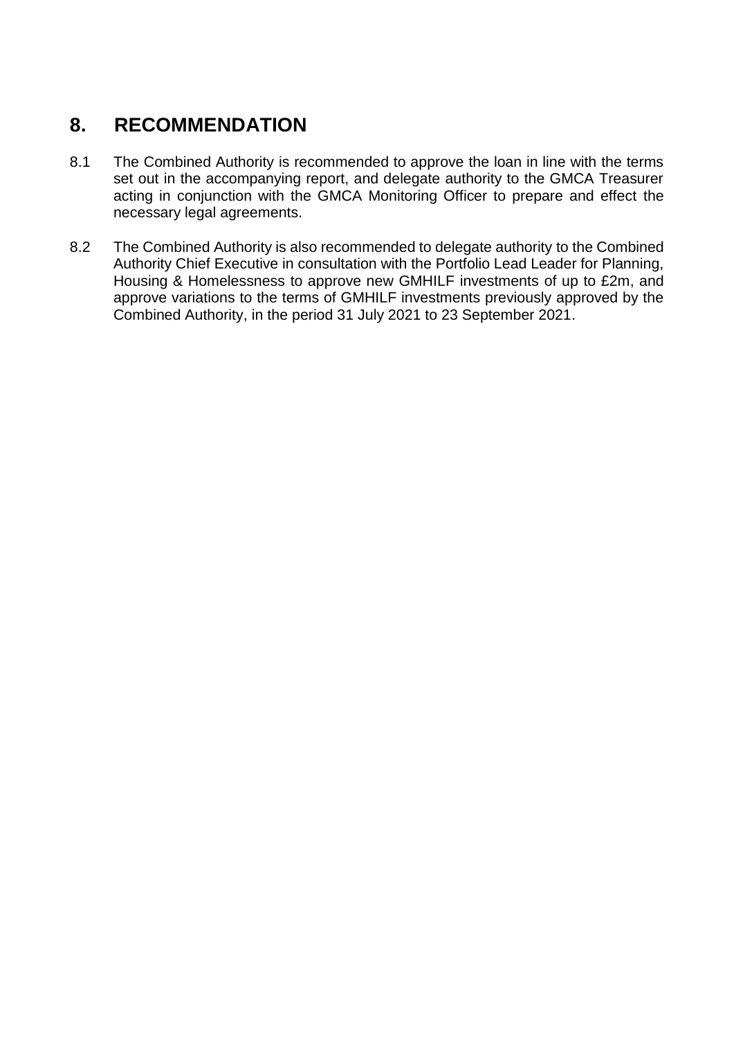## 8. RECOMMENDATION

8.1 The Combined Authority is recommended to approve the loan in line with the terms set out in the accompanying report, and delegate authority to the GMCA Treasurer acting in conjunction with the GMCA Monitoring Officer to prepare and effect the necessary legal agreements.

8.2 The Combined Authority is also recommended to delegate authority to the Combined Authority Chief Executive in consultation with the Portfolio Lead Leader for Planning, Housing & Homelessness to approve new GMHILF investments of up to £2m, and approve variations to the terms of GMHILF investments previously approved by the Combined Authority, in the period 31 July 2021 to 23 September 2021.